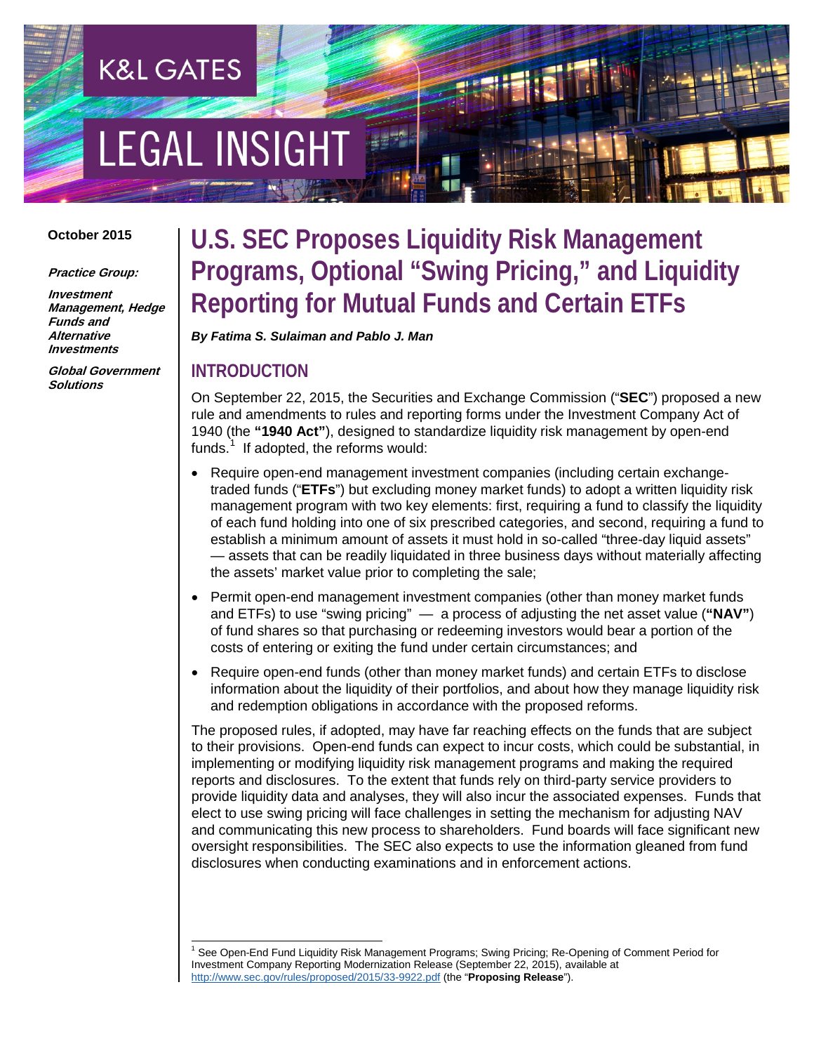K&L GATES

LEGAL INSIGHT

**October 2015**

***Practice Group:***

***Investment Management, Hedge Funds and Alternative Investments***

***Global Government Solutions***

# U.S. SEC Proposes Liquidity Risk Management Programs, Optional "Swing Pricing," and Liquidity Reporting for Mutual Funds and Certain ETFs

***By Fatima S. Sulaiman and Pablo J. Man***

## INTRODUCTION

On September 22, 2015, the Securities and Exchange Commission ("**SEC**") proposed a new rule and amendments to rules and reporting forms under the Investment Company Act of 1940 (the **"1940 Act"**), designed to standardize liquidity risk management by open-end funds.[1] If adopted, the reforms would:

- Require open-end management investment companies (including certain exchange-traded funds ("**ETFs**") but excluding money market funds) to adopt a written liquidity risk management program with two key elements: first, requiring a fund to classify the liquidity of each fund holding into one of six prescribed categories, and second, requiring a fund to establish a minimum amount of assets it must hold in so-called "three-day liquid assets" — assets that can be readily liquidated in three business days without materially affecting the assets' market value prior to completing the sale;
- Permit open-end management investment companies (other than money market funds and ETFs) to use "swing pricing" — a process of adjusting the net asset value (**"NAV"**) of fund shares so that purchasing or redeeming investors would bear a portion of the costs of entering or exiting the fund under certain circumstances; and
- Require open-end funds (other than money market funds) and certain ETFs to disclose information about the liquidity of their portfolios, and about how they manage liquidity risk and redemption obligations in accordance with the proposed reforms.

The proposed rules, if adopted, may have far reaching effects on the funds that are subject to their provisions. Open-end funds can expect to incur costs, which could be substantial, in implementing or modifying liquidity risk management programs and making the required reports and disclosures. To the extent that funds rely on third-party service providers to provide liquidity data and analyses, they will also incur the associated expenses. Funds that elect to use swing pricing will face challenges in setting the mechanism for adjusting NAV and communicating this new process to shareholders. Fund boards will face significant new oversight responsibilities. The SEC also expects to use the information gleaned from fund disclosures when conducting examinations and in enforcement actions.

[1] See Open-End Fund Liquidity Risk Management Programs; Swing Pricing; Re-Opening of Comment Period for Investment Company Reporting Modernization Release (September 22, 2015), available at http://www.sec.gov/rules/proposed/2015/33-9922.pdf (the "**Proposing Release**").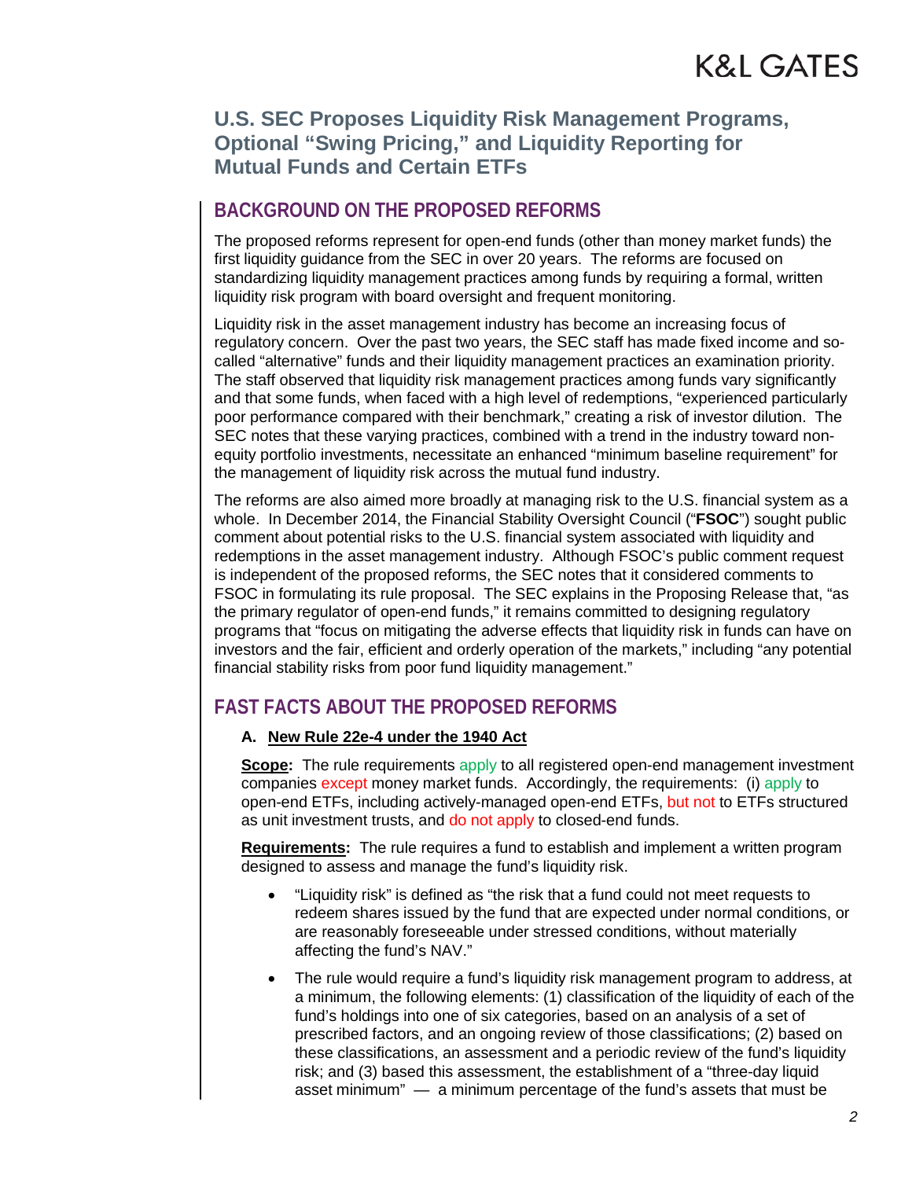## U.S. SEC Proposes Liquidity Risk Management Programs, Optional "Swing Pricing," and Liquidity Reporting for Mutual Funds and Certain ETFs

### BACKGROUND ON THE PROPOSED REFORMS

The proposed reforms represent for open-end funds (other than money market funds) the first liquidity guidance from the SEC in over 20 years. The reforms are focused on standardizing liquidity management practices among funds by requiring a formal, written liquidity risk program with board oversight and frequent monitoring.

Liquidity risk in the asset management industry has become an increasing focus of regulatory concern. Over the past two years, the SEC staff has made fixed income and so-called "alternative" funds and their liquidity management practices an examination priority. The staff observed that liquidity risk management practices among funds vary significantly and that some funds, when faced with a high level of redemptions, "experienced particularly poor performance compared with their benchmark," creating a risk of investor dilution. The SEC notes that these varying practices, combined with a trend in the industry toward non-equity portfolio investments, necessitate an enhanced "minimum baseline requirement" for the management of liquidity risk across the mutual fund industry.

The reforms are also aimed more broadly at managing risk to the U.S. financial system as a whole. In December 2014, the Financial Stability Oversight Council ("**FSOC**") sought public comment about potential risks to the U.S. financial system associated with liquidity and redemptions in the asset management industry. Although FSOC's public comment request is independent of the proposed reforms, the SEC notes that it considered comments to FSOC in formulating its rule proposal. The SEC explains in the Proposing Release that, "as the primary regulator of open-end funds," it remains committed to designing regulatory programs that "focus on mitigating the adverse effects that liquidity risk in funds can have on investors and the fair, efficient and orderly operation of the markets," including "any potential financial stability risks from poor fund liquidity management."

### FAST FACTS ABOUT THE PROPOSED REFORMS

#### A. New Rule 22e-4 under the 1940 Act

**Scope:** The rule requirements apply to all registered open-end management investment companies except money market funds. Accordingly, the requirements: (i) apply to open-end ETFs, including actively-managed open-end ETFs, but not to ETFs structured as unit investment trusts, and do not apply to closed-end funds.

**Requirements:** The rule requires a fund to establish and implement a written program designed to assess and manage the fund's liquidity risk.

- "Liquidity risk" is defined as "the risk that a fund could not meet requests to redeem shares issued by the fund that are expected under normal conditions, or are reasonably foreseeable under stressed conditions, without materially affecting the fund's NAV."
- The rule would require a fund's liquidity risk management program to address, at a minimum, the following elements: (1) classification of the liquidity of each of the fund's holdings into one of six categories, based on an analysis of a set of prescribed factors, and an ongoing review of those classifications; (2) based on these classifications, an assessment and a periodic review of the fund's liquidity risk; and (3) based this assessment, the establishment of a "three-day liquid asset minimum" — a minimum percentage of the fund's assets that must be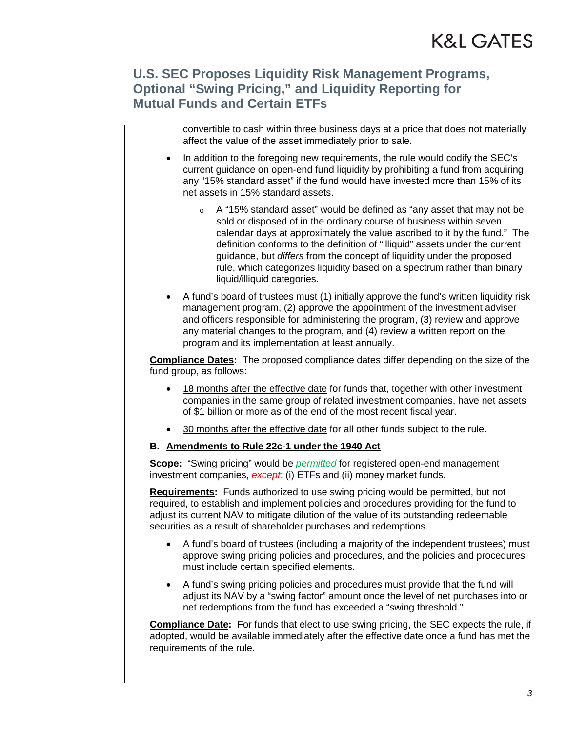convertible to cash within three business days at a price that does not materially affect the value of the asset immediately prior to sale.

- In addition to the foregoing new requirements, the rule would codify the SEC's current guidance on open-end fund liquidity by prohibiting a fund from acquiring any "15% standard asset" if the fund would have invested more than 15% of its net assets in 15% standard assets.
  - A "15% standard asset" would be defined as "any asset that may not be sold or disposed of in the ordinary course of business within seven calendar days at approximately the value ascribed to it by the fund." The definition conforms to the definition of "illiquid" assets under the current guidance, but *differs* from the concept of liquidity under the proposed rule, which categorizes liquidity based on a spectrum rather than binary liquid/illiquid categories.
- A fund's board of trustees must (1) initially approve the fund's written liquidity risk management program, (2) approve the appointment of the investment adviser and officers responsible for administering the program, (3) review and approve any material changes to the program, and (4) review a written report on the program and its implementation at least annually.

**<u>Compliance Dates</u>:** The proposed compliance dates differ depending on the size of the fund group, as follows:

- <u>18 months after the effective date</u> for funds that, together with other investment companies in the same group of related investment companies, have net assets of $1 billion or more as of the end of the most recent fiscal year.
- <u>30 months after the effective date</u> for all other funds subject to the rule.

### B. <u>Amendments to Rule 22c-1 under the 1940 Act</u>

**<u>Scope</u>:** "Swing pricing" would be *permitted* for registered open-end management investment companies, *except*: (i) ETFs and (ii) money market funds.

**<u>Requirements</u>:** Funds authorized to use swing pricing would be permitted, but not required, to establish and implement policies and procedures providing for the fund to adjust its current NAV to mitigate dilution of the value of its outstanding redeemable securities as a result of shareholder purchases and redemptions.

- A fund's board of trustees (including a majority of the independent trustees) must approve swing pricing policies and procedures, and the policies and procedures must include certain specified elements.
- A fund's swing pricing policies and procedures must provide that the fund will adjust its NAV by a "swing factor" amount once the level of net purchases into or net redemptions from the fund has exceeded a "swing threshold."

**<u>Compliance Date</u>:** For funds that elect to use swing pricing, the SEC expects the rule, if adopted, would be available immediately after the effective date once a fund has met the requirements of the rule.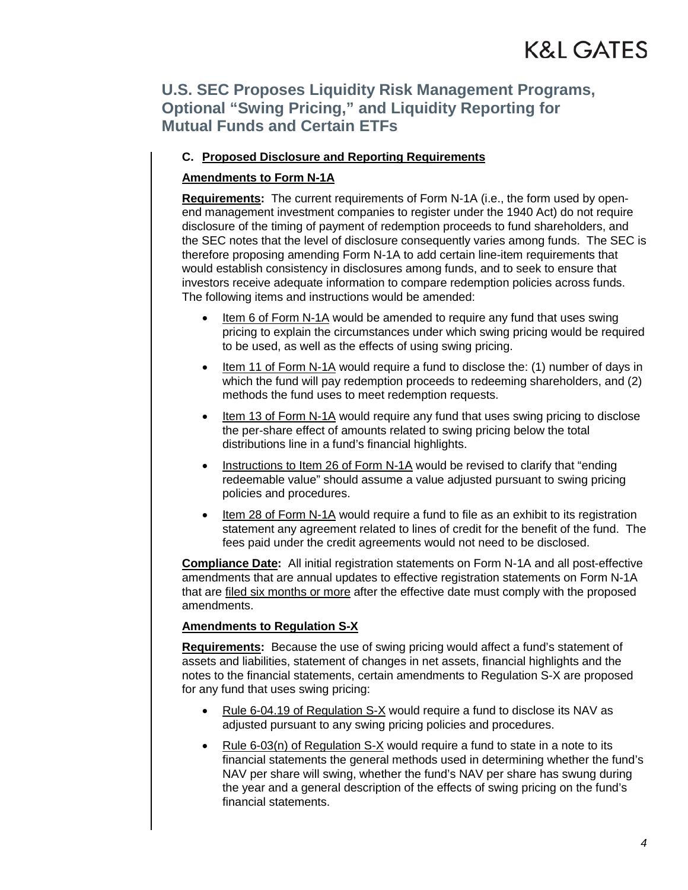### C. Proposed Disclosure and Reporting Requirements

**Amendments to Form N-1A**

**Requirements:** The current requirements of Form N-1A (i.e., the form used by open-end management investment companies to register under the 1940 Act) do not require disclosure of the timing of payment of redemption proceeds to fund shareholders, and the SEC notes that the level of disclosure consequently varies among funds. The SEC is therefore proposing amending Form N-1A to add certain line-item requirements that would establish consistency in disclosures among funds, and to seek to ensure that investors receive adequate information to compare redemption policies across funds. The following items and instructions would be amended:

- Item 6 of Form N-1A would be amended to require any fund that uses swing pricing to explain the circumstances under which swing pricing would be required to be used, as well as the effects of using swing pricing.
- Item 11 of Form N-1A would require a fund to disclose the: (1) number of days in which the fund will pay redemption proceeds to redeeming shareholders, and (2) methods the fund uses to meet redemption requests.
- Item 13 of Form N-1A would require any fund that uses swing pricing to disclose the per-share effect of amounts related to swing pricing below the total distributions line in a fund's financial highlights.
- Instructions to Item 26 of Form N-1A would be revised to clarify that "ending redeemable value" should assume a value adjusted pursuant to swing pricing policies and procedures.
- Item 28 of Form N-1A would require a fund to file as an exhibit to its registration statement any agreement related to lines of credit for the benefit of the fund. The fees paid under the credit agreements would not need to be disclosed.

**Compliance Date:** All initial registration statements on Form N-1A and all post-effective amendments that are annual updates to effective registration statements on Form N-1A that are filed six months or more after the effective date must comply with the proposed amendments.

**Amendments to Regulation S-X**

**Requirements:** Because the use of swing pricing would affect a fund's statement of assets and liabilities, statement of changes in net assets, financial highlights and the notes to the financial statements, certain amendments to Regulation S-X are proposed for any fund that uses swing pricing:

- Rule 6-04.19 of Regulation S-X would require a fund to disclose its NAV as adjusted pursuant to any swing pricing policies and procedures.
- Rule 6-03(n) of Regulation S-X would require a fund to state in a note to its financial statements the general methods used in determining whether the fund's NAV per share will swing, whether the fund's NAV per share has swung during the year and a general description of the effects of swing pricing on the fund's financial statements.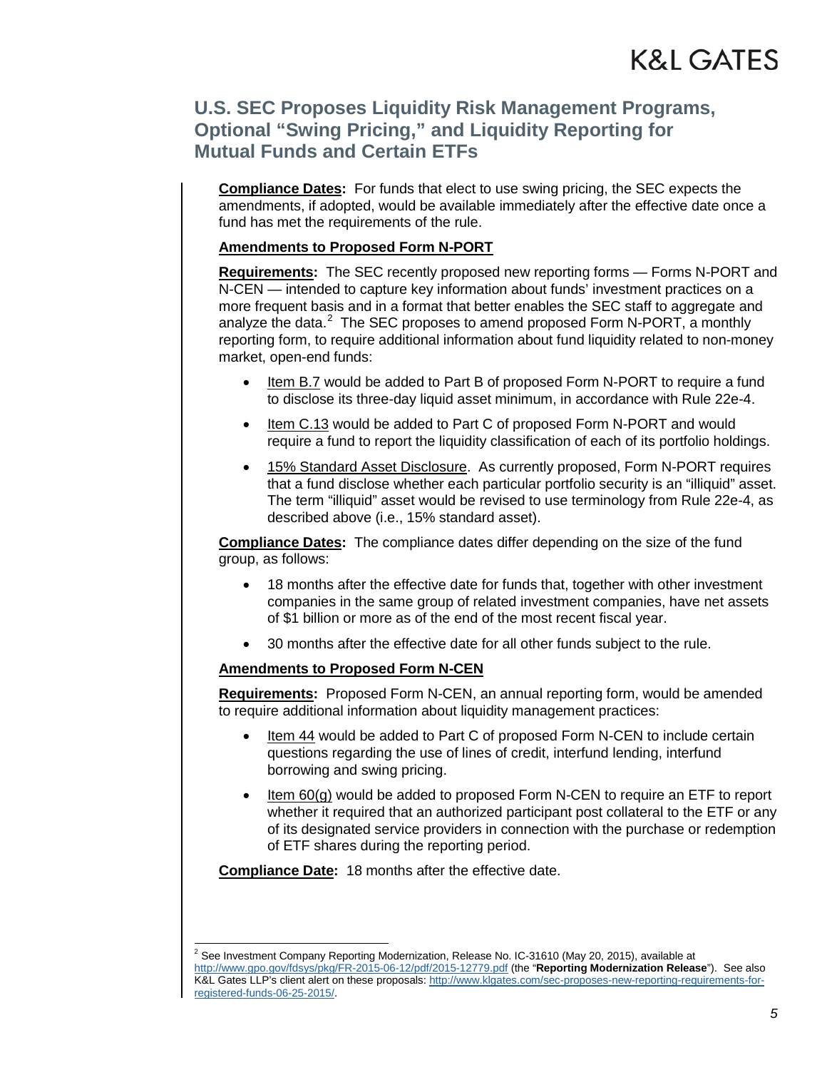**Compliance Dates:** For funds that elect to use swing pricing, the SEC expects the amendments, if adopted, would be available immediately after the effective date once a fund has met the requirements of the rule.

**Amendments to Proposed Form N-PORT**

**Requirements:** The SEC recently proposed new reporting forms — Forms N-PORT and N-CEN — intended to capture key information about funds' investment practices on a more frequent basis and in a format that better enables the SEC staff to aggregate and analyze the data.[2] The SEC proposes to amend proposed Form N-PORT, a monthly reporting form, to require additional information about fund liquidity related to non-money market, open-end funds:

- Item B.7 would be added to Part B of proposed Form N-PORT to require a fund to disclose its three-day liquid asset minimum, in accordance with Rule 22e-4.
- Item C.13 would be added to Part C of proposed Form N-PORT and would require a fund to report the liquidity classification of each of its portfolio holdings.
- 15% Standard Asset Disclosure. As currently proposed, Form N-PORT requires that a fund disclose whether each particular portfolio security is an "illiquid" asset. The term "illiquid" asset would be revised to use terminology from Rule 22e-4, as described above (i.e., 15% standard asset).

**Compliance Dates:** The compliance dates differ depending on the size of the fund group, as follows:

- 18 months after the effective date for funds that, together with other investment companies in the same group of related investment companies, have net assets of $1 billion or more as of the end of the most recent fiscal year.
- 30 months after the effective date for all other funds subject to the rule.

**Amendments to Proposed Form N-CEN**

**Requirements:** Proposed Form N-CEN, an annual reporting form, would be amended to require additional information about liquidity management practices:

- Item 44 would be added to Part C of proposed Form N-CEN to include certain questions regarding the use of lines of credit, interfund lending, interfund borrowing and swing pricing.
- Item 60(g) would be added to proposed Form N-CEN to require an ETF to report whether it required that an authorized participant post collateral to the ETF or any of its designated service providers in connection with the purchase or redemption of ETF shares during the reporting period.

**Compliance Date:** 18 months after the effective date.

---

[2] See Investment Company Reporting Modernization, Release No. IC-31610 (May 20, 2015), available at http://www.gpo.gov/fdsys/pkg/FR-2015-06-12/pdf/2015-12779.pdf (the "**Reporting Modernization Release**"). See also K&L Gates LLP's client alert on these proposals: http://www.klgates.com/sec-proposes-new-reporting-requirements-for-registered-funds-06-25-2015/.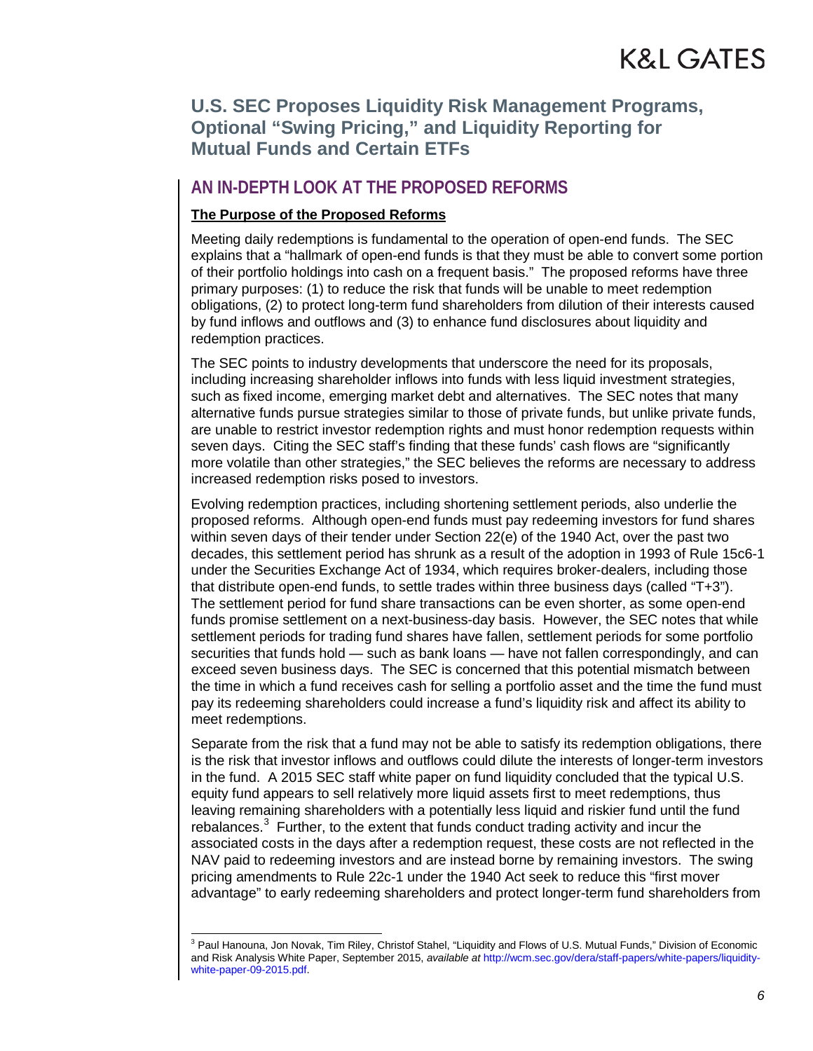## U.S. SEC Proposes Liquidity Risk Management Programs, Optional "Swing Pricing," and Liquidity Reporting for Mutual Funds and Certain ETFs

## AN IN-DEPTH LOOK AT THE PROPOSED REFORMS

**The Purpose of the Proposed Reforms**

Meeting daily redemptions is fundamental to the operation of open-end funds. The SEC explains that a "hallmark of open-end funds is that they must be able to convert some portion of their portfolio holdings into cash on a frequent basis." The proposed reforms have three primary purposes: (1) to reduce the risk that funds will be unable to meet redemption obligations, (2) to protect long-term fund shareholders from dilution of their interests caused by fund inflows and outflows and (3) to enhance fund disclosures about liquidity and redemption practices.

The SEC points to industry developments that underscore the need for its proposals, including increasing shareholder inflows into funds with less liquid investment strategies, such as fixed income, emerging market debt and alternatives. The SEC notes that many alternative funds pursue strategies similar to those of private funds, but unlike private funds, are unable to restrict investor redemption rights and must honor redemption requests within seven days. Citing the SEC staff's finding that these funds' cash flows are "significantly more volatile than other strategies," the SEC believes the reforms are necessary to address increased redemption risks posed to investors.

Evolving redemption practices, including shortening settlement periods, also underlie the proposed reforms. Although open-end funds must pay redeeming investors for fund shares within seven days of their tender under Section 22(e) of the 1940 Act, over the past two decades, this settlement period has shrunk as a result of the adoption in 1993 of Rule 15c6-1 under the Securities Exchange Act of 1934, which requires broker-dealers, including those that distribute open-end funds, to settle trades within three business days (called "T+3"). The settlement period for fund share transactions can be even shorter, as some open-end funds promise settlement on a next-business-day basis. However, the SEC notes that while settlement periods for trading fund shares have fallen, settlement periods for some portfolio securities that funds hold — such as bank loans — have not fallen correspondingly, and can exceed seven business days. The SEC is concerned that this potential mismatch between the time in which a fund receives cash for selling a portfolio asset and the time the fund must pay its redeeming shareholders could increase a fund's liquidity risk and affect its ability to meet redemptions.

Separate from the risk that a fund may not be able to satisfy its redemption obligations, there is the risk that investor inflows and outflows could dilute the interests of longer-term investors in the fund. A 2015 SEC staff white paper on fund liquidity concluded that the typical U.S. equity fund appears to sell relatively more liquid assets first to meet redemptions, thus leaving remaining shareholders with a potentially less liquid and riskier fund until the fund rebalances.[3] Further, to the extent that funds conduct trading activity and incur the associated costs in the days after a redemption request, these costs are not reflected in the NAV paid to redeeming investors and are instead borne by remaining investors. The swing pricing amendments to Rule 22c-1 under the 1940 Act seek to reduce this "first mover advantage" to early redeeming shareholders and protect longer-term fund shareholders from

[3] Paul Hanouna, Jon Novak, Tim Riley, Christof Stahel, "Liquidity and Flows of U.S. Mutual Funds," Division of Economic and Risk Analysis White Paper, September 2015, *available at* http://wcm.sec.gov/dera/staff-papers/white-papers/liquidity-white-paper-09-2015.pdf.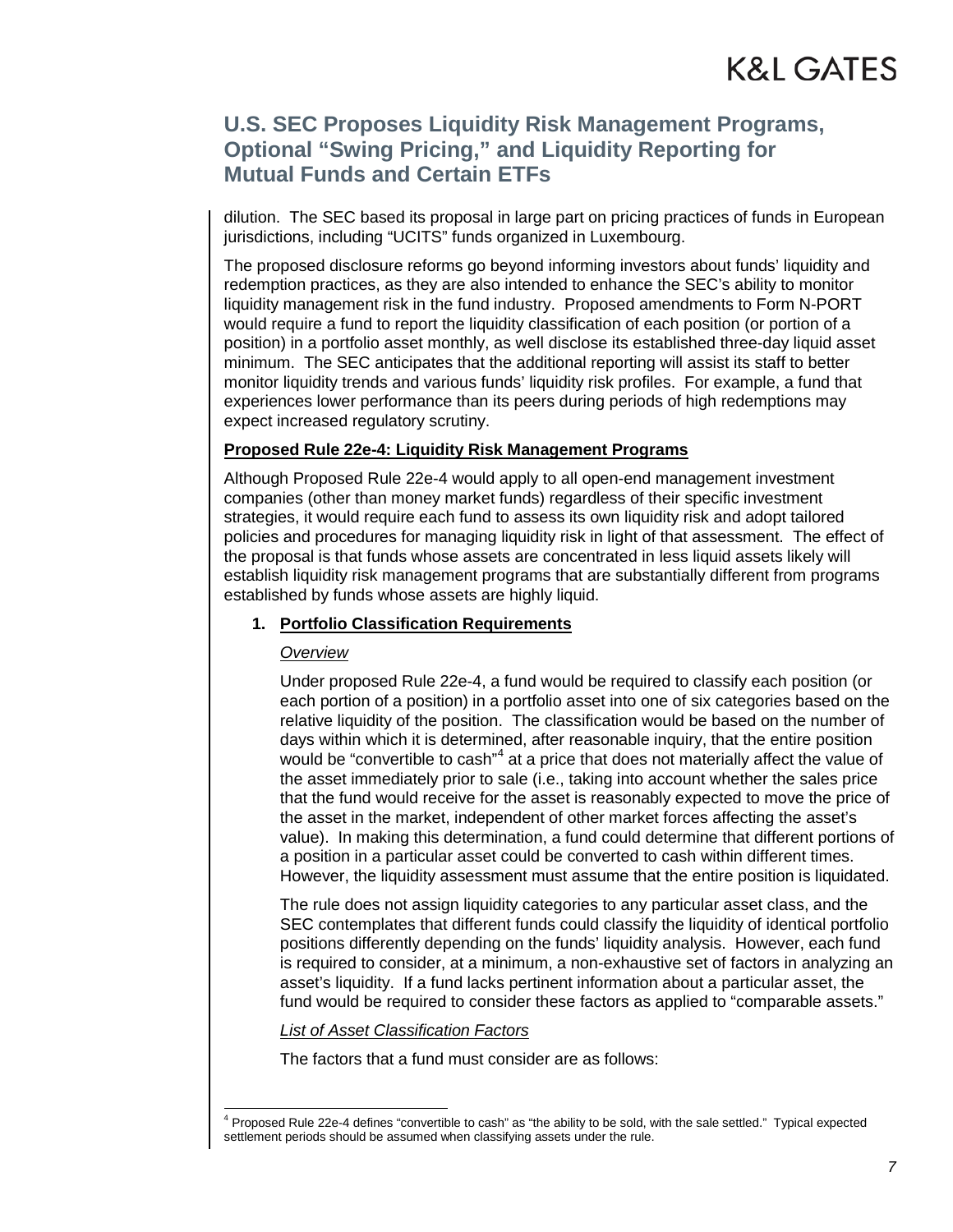dilution. The SEC based its proposal in large part on pricing practices of funds in European jurisdictions, including "UCITS" funds organized in Luxembourg.

The proposed disclosure reforms go beyond informing investors about funds' liquidity and redemption practices, as they are also intended to enhance the SEC's ability to monitor liquidity management risk in the fund industry. Proposed amendments to Form N-PORT would require a fund to report the liquidity classification of each position (or portion of a position) in a portfolio asset monthly, as well disclose its established three-day liquid asset minimum. The SEC anticipates that the additional reporting will assist its staff to better monitor liquidity trends and various funds' liquidity risk profiles. For example, a fund that experiences lower performance than its peers during periods of high redemptions may expect increased regulatory scrutiny.

**Proposed Rule 22e-4: Liquidity Risk Management Programs**

Although Proposed Rule 22e-4 would apply to all open-end management investment companies (other than money market funds) regardless of their specific investment strategies, it would require each fund to assess its own liquidity risk and adopt tailored policies and procedures for managing liquidity risk in light of that assessment. The effect of the proposal is that funds whose assets are concentrated in less liquid assets likely will establish liquidity risk management programs that are substantially different from programs established by funds whose assets are highly liquid.

1. **Portfolio Classification Requirements**

*Overview*

Under proposed Rule 22e-4, a fund would be required to classify each position (or each portion of a position) in a portfolio asset into one of six categories based on the relative liquidity of the position. The classification would be based on the number of days within which it is determined, after reasonable inquiry, that the entire position would be "convertible to cash"[4] at a price that does not materially affect the value of the asset immediately prior to sale (i.e., taking into account whether the sales price that the fund would receive for the asset is reasonably expected to move the price of the asset in the market, independent of other market forces affecting the asset's value). In making this determination, a fund could determine that different portions of a position in a particular asset could be converted to cash within different times. However, the liquidity assessment must assume that the entire position is liquidated.

The rule does not assign liquidity categories to any particular asset class, and the SEC contemplates that different funds could classify the liquidity of identical portfolio positions differently depending on the funds' liquidity analysis. However, each fund is required to consider, at a minimum, a non-exhaustive set of factors in analyzing an asset's liquidity. If a fund lacks pertinent information about a particular asset, the fund would be required to consider these factors as applied to "comparable assets."

*List of Asset Classification Factors*

The factors that a fund must consider are as follows:

[4] Proposed Rule 22e-4 defines "convertible to cash" as "the ability to be sold, with the sale settled." Typical expected settlement periods should be assumed when classifying assets under the rule.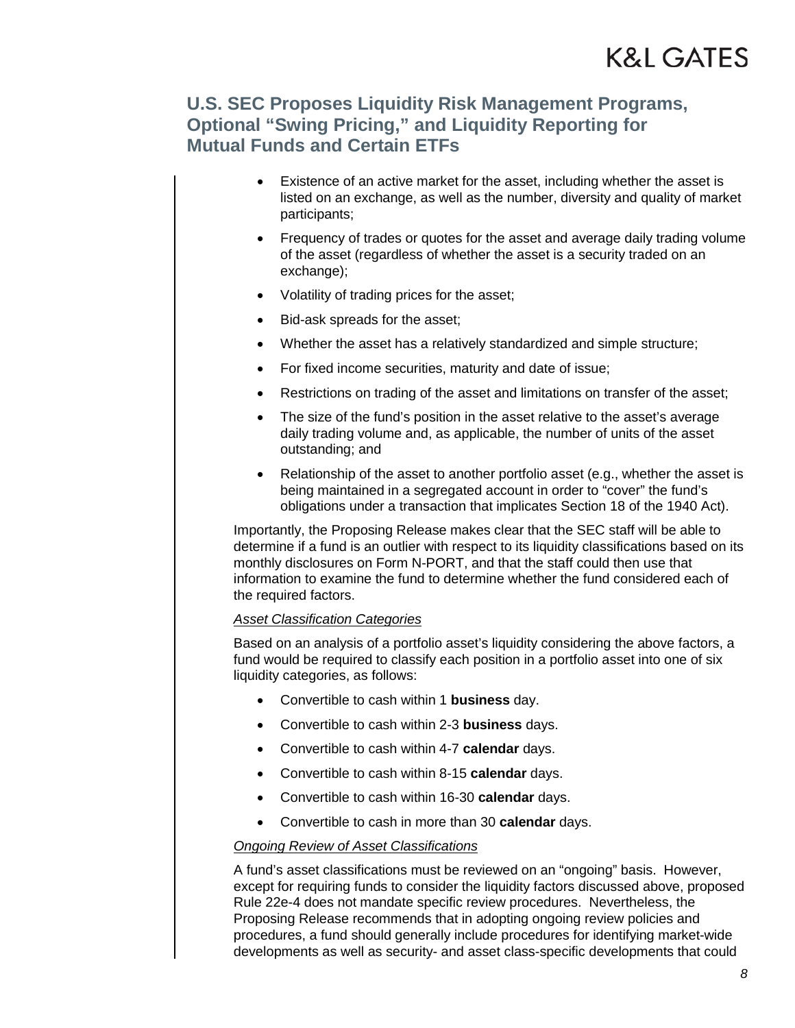- Existence of an active market for the asset, including whether the asset is listed on an exchange, as well as the number, diversity and quality of market participants;
- Frequency of trades or quotes for the asset and average daily trading volume of the asset (regardless of whether the asset is a security traded on an exchange);
- Volatility of trading prices for the asset;
- Bid-ask spreads for the asset;
- Whether the asset has a relatively standardized and simple structure;
- For fixed income securities, maturity and date of issue;
- Restrictions on trading of the asset and limitations on transfer of the asset;
- The size of the fund's position in the asset relative to the asset's average daily trading volume and, as applicable, the number of units of the asset outstanding; and
- Relationship of the asset to another portfolio asset (e.g., whether the asset is being maintained in a segregated account in order to "cover" the fund's obligations under a transaction that implicates Section 18 of the 1940 Act).

Importantly, the Proposing Release makes clear that the SEC staff will be able to determine if a fund is an outlier with respect to its liquidity classifications based on its monthly disclosures on Form N-PORT, and that the staff could then use that information to examine the fund to determine whether the fund considered each of the required factors.

*Asset Classification Categories*

Based on an analysis of a portfolio asset's liquidity considering the above factors, a fund would be required to classify each position in a portfolio asset into one of six liquidity categories, as follows:

- Convertible to cash within 1 **business** day.
- Convertible to cash within 2-3 **business** days.
- Convertible to cash within 4-7 **calendar** days.
- Convertible to cash within 8-15 **calendar** days.
- Convertible to cash within 16-30 **calendar** days.
- Convertible to cash in more than 30 **calendar** days.

*Ongoing Review of Asset Classifications*

A fund's asset classifications must be reviewed on an "ongoing" basis. However, except for requiring funds to consider the liquidity factors discussed above, proposed Rule 22e-4 does not mandate specific review procedures. Nevertheless, the Proposing Release recommends that in adopting ongoing review policies and procedures, a fund should generally include procedures for identifying market-wide developments as well as security- and asset class-specific developments that could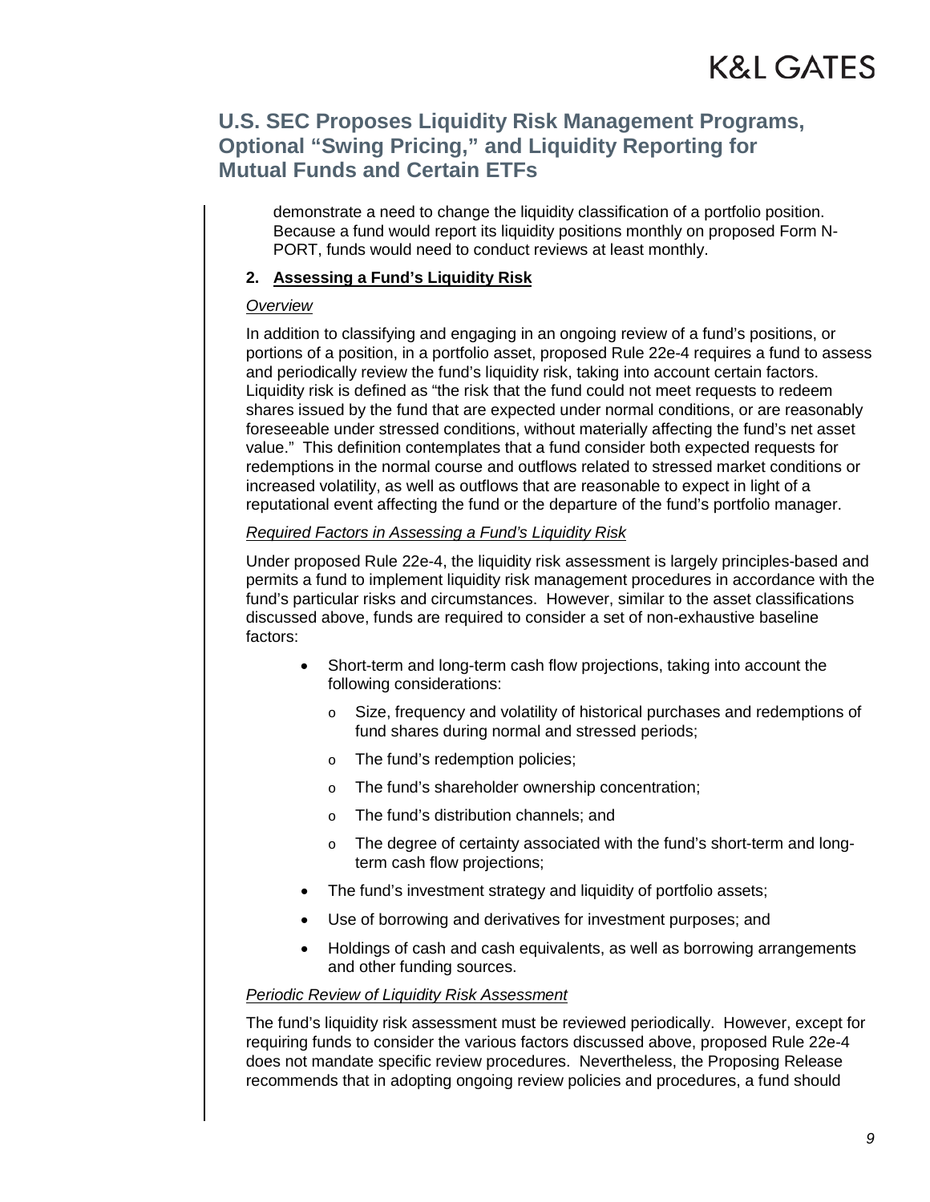demonstrate a need to change the liquidity classification of a portfolio position. Because a fund would report its liquidity positions monthly on proposed Form N-PORT, funds would need to conduct reviews at least monthly.

### 2. Assessing a Fund's Liquidity Risk

*Overview*

In addition to classifying and engaging in an ongoing review of a fund's positions, or portions of a position, in a portfolio asset, proposed Rule 22e-4 requires a fund to assess and periodically review the fund's liquidity risk, taking into account certain factors. Liquidity risk is defined as "the risk that the fund could not meet requests to redeem shares issued by the fund that are expected under normal conditions, or are reasonably foreseeable under stressed conditions, without materially affecting the fund's net asset value." This definition contemplates that a fund consider both expected requests for redemptions in the normal course and outflows related to stressed market conditions or increased volatility, as well as outflows that are reasonable to expect in light of a reputational event affecting the fund or the departure of the fund's portfolio manager.

*Required Factors in Assessing a Fund's Liquidity Risk*

Under proposed Rule 22e-4, the liquidity risk assessment is largely principles-based and permits a fund to implement liquidity risk management procedures in accordance with the fund's particular risks and circumstances. However, similar to the asset classifications discussed above, funds are required to consider a set of non-exhaustive baseline factors:

- Short-term and long-term cash flow projections, taking into account the following considerations:
  - Size, frequency and volatility of historical purchases and redemptions of fund shares during normal and stressed periods;
  - The fund's redemption policies;
  - The fund's shareholder ownership concentration;
  - The fund's distribution channels; and
  - The degree of certainty associated with the fund's short-term and long-term cash flow projections;
- The fund's investment strategy and liquidity of portfolio assets;
- Use of borrowing and derivatives for investment purposes; and
- Holdings of cash and cash equivalents, as well as borrowing arrangements and other funding sources.

*Periodic Review of Liquidity Risk Assessment*

The fund's liquidity risk assessment must be reviewed periodically. However, except for requiring funds to consider the various factors discussed above, proposed Rule 22e-4 does not mandate specific review procedures. Nevertheless, the Proposing Release recommends that in adopting ongoing review policies and procedures, a fund should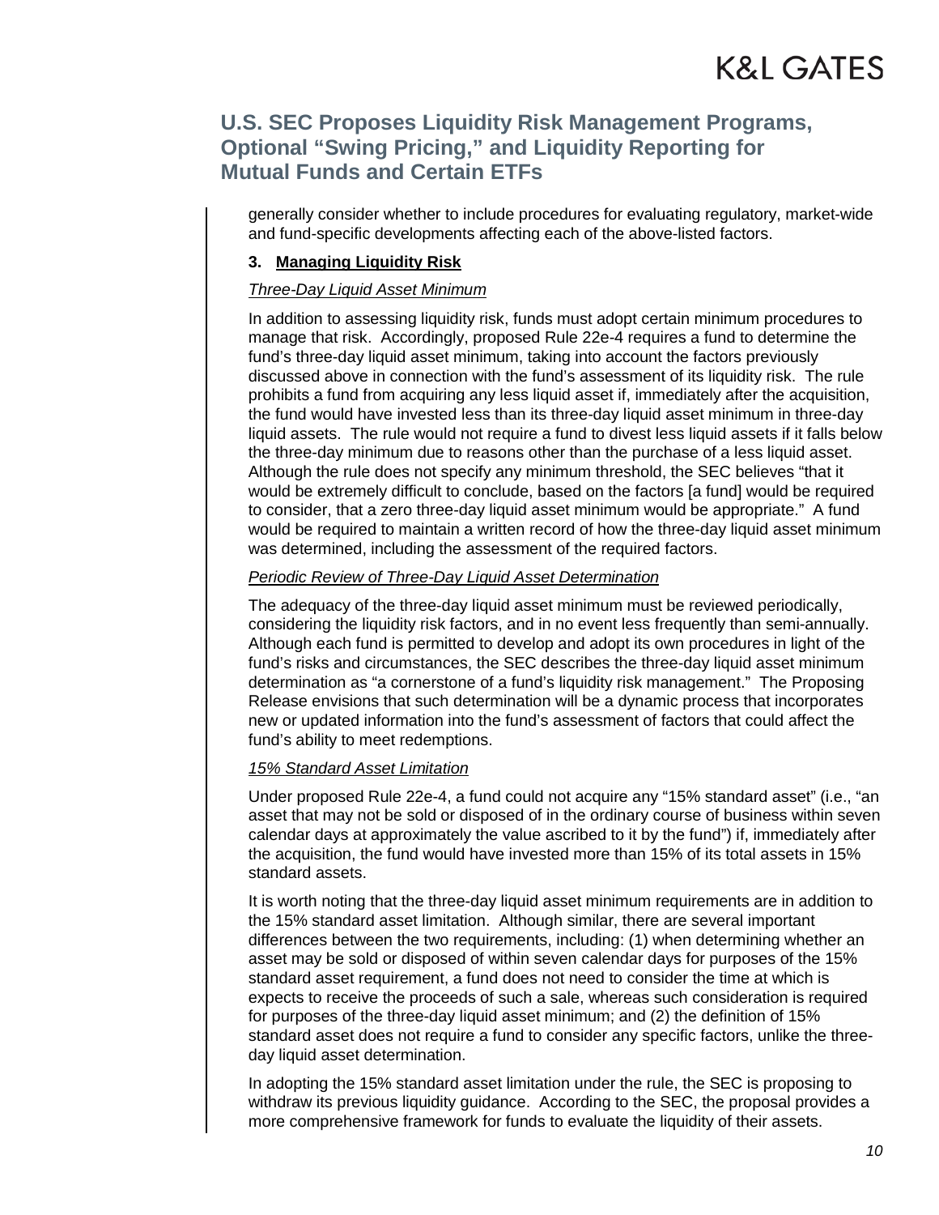generally consider whether to include procedures for evaluating regulatory, market-wide and fund-specific developments affecting each of the above-listed factors.

### 3. Managing Liquidity Risk

*Three-Day Liquid Asset Minimum*

In addition to assessing liquidity risk, funds must adopt certain minimum procedures to manage that risk. Accordingly, proposed Rule 22e-4 requires a fund to determine the fund's three-day liquid asset minimum, taking into account the factors previously discussed above in connection with the fund's assessment of its liquidity risk. The rule prohibits a fund from acquiring any less liquid asset if, immediately after the acquisition, the fund would have invested less than its three-day liquid asset minimum in three-day liquid assets. The rule would not require a fund to divest less liquid assets if it falls below the three-day minimum due to reasons other than the purchase of a less liquid asset. Although the rule does not specify any minimum threshold, the SEC believes "that it would be extremely difficult to conclude, based on the factors [a fund] would be required to consider, that a zero three-day liquid asset minimum would be appropriate." A fund would be required to maintain a written record of how the three-day liquid asset minimum was determined, including the assessment of the required factors.

*Periodic Review of Three-Day Liquid Asset Determination*

The adequacy of the three-day liquid asset minimum must be reviewed periodically, considering the liquidity risk factors, and in no event less frequently than semi-annually. Although each fund is permitted to develop and adopt its own procedures in light of the fund's risks and circumstances, the SEC describes the three-day liquid asset minimum determination as "a cornerstone of a fund's liquidity risk management." The Proposing Release envisions that such determination will be a dynamic process that incorporates new or updated information into the fund's assessment of factors that could affect the fund's ability to meet redemptions.

*15% Standard Asset Limitation*

Under proposed Rule 22e-4, a fund could not acquire any "15% standard asset" (i.e., "an asset that may not be sold or disposed of in the ordinary course of business within seven calendar days at approximately the value ascribed to it by the fund") if, immediately after the acquisition, the fund would have invested more than 15% of its total assets in 15% standard assets.

It is worth noting that the three-day liquid asset minimum requirements are in addition to the 15% standard asset limitation. Although similar, there are several important differences between the two requirements, including: (1) when determining whether an asset may be sold or disposed of within seven calendar days for purposes of the 15% standard asset requirement, a fund does not need to consider the time at which is expects to receive the proceeds of such a sale, whereas such consideration is required for purposes of the three-day liquid asset minimum; and (2) the definition of 15% standard asset does not require a fund to consider any specific factors, unlike the three-day liquid asset determination.

In adopting the 15% standard asset limitation under the rule, the SEC is proposing to withdraw its previous liquidity guidance. According to the SEC, the proposal provides a more comprehensive framework for funds to evaluate the liquidity of their assets.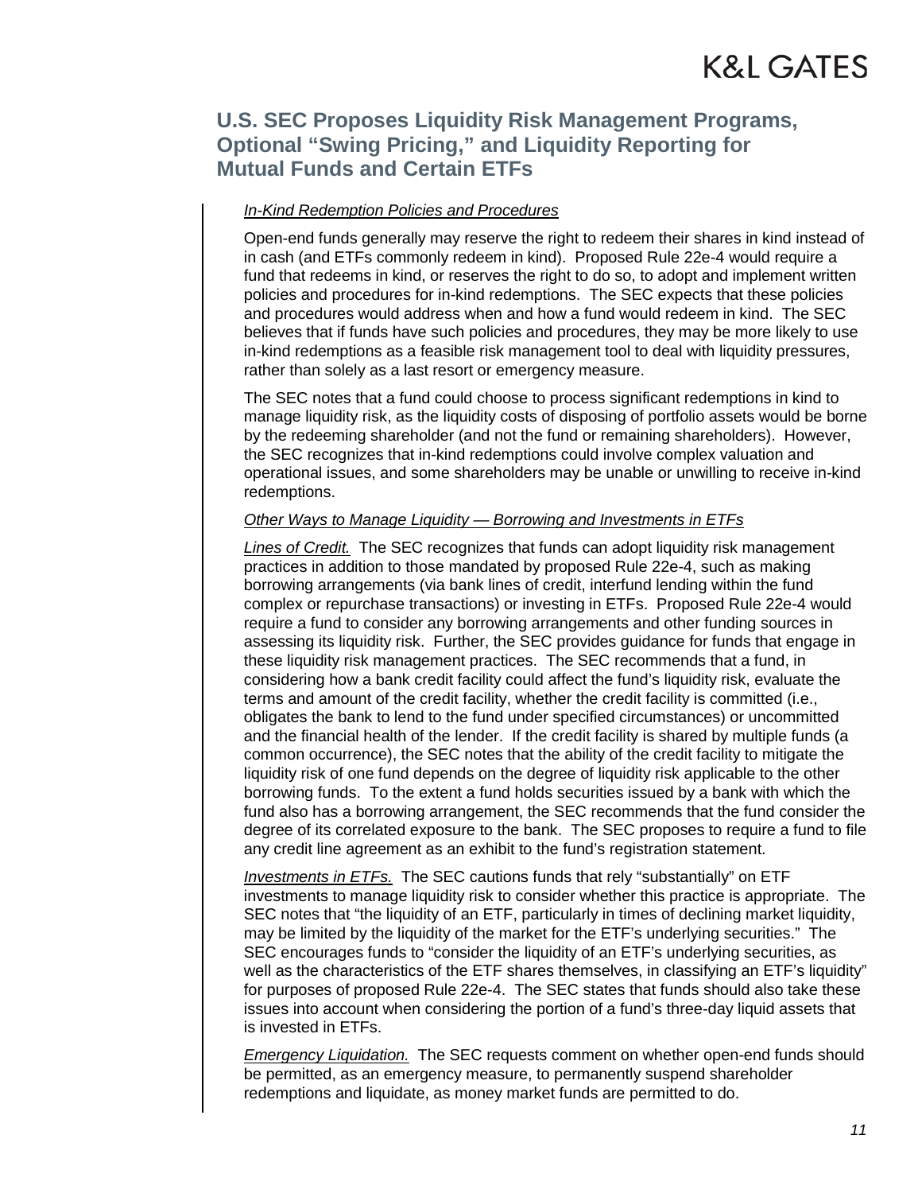*In-Kind Redemption Policies and Procedures*

Open-end funds generally may reserve the right to redeem their shares in kind instead of in cash (and ETFs commonly redeem in kind). Proposed Rule 22e-4 would require a fund that redeems in kind, or reserves the right to do so, to adopt and implement written policies and procedures for in-kind redemptions. The SEC expects that these policies and procedures would address when and how a fund would redeem in kind. The SEC believes that if funds have such policies and procedures, they may be more likely to use in-kind redemptions as a feasible risk management tool to deal with liquidity pressures, rather than solely as a last resort or emergency measure.

The SEC notes that a fund could choose to process significant redemptions in kind to manage liquidity risk, as the liquidity costs of disposing of portfolio assets would be borne by the redeeming shareholder (and not the fund or remaining shareholders). However, the SEC recognizes that in-kind redemptions could involve complex valuation and operational issues, and some shareholders may be unable or unwilling to receive in-kind redemptions.

*Other Ways to Manage Liquidity — Borrowing and Investments in ETFs*

*Lines of Credit.* The SEC recognizes that funds can adopt liquidity risk management practices in addition to those mandated by proposed Rule 22e-4, such as making borrowing arrangements (via bank lines of credit, interfund lending within the fund complex or repurchase transactions) or investing in ETFs. Proposed Rule 22e-4 would require a fund to consider any borrowing arrangements and other funding sources in assessing its liquidity risk. Further, the SEC provides guidance for funds that engage in these liquidity risk management practices. The SEC recommends that a fund, in considering how a bank credit facility could affect the fund's liquidity risk, evaluate the terms and amount of the credit facility, whether the credit facility is committed (i.e., obligates the bank to lend to the fund under specified circumstances) or uncommitted and the financial health of the lender. If the credit facility is shared by multiple funds (a common occurrence), the SEC notes that the ability of the credit facility to mitigate the liquidity risk of one fund depends on the degree of liquidity risk applicable to the other borrowing funds. To the extent a fund holds securities issued by a bank with which the fund also has a borrowing arrangement, the SEC recommends that the fund consider the degree of its correlated exposure to the bank. The SEC proposes to require a fund to file any credit line agreement as an exhibit to the fund's registration statement.

*Investments in ETFs.* The SEC cautions funds that rely "substantially" on ETF investments to manage liquidity risk to consider whether this practice is appropriate. The SEC notes that "the liquidity of an ETF, particularly in times of declining market liquidity, may be limited by the liquidity of the market for the ETF's underlying securities." The SEC encourages funds to "consider the liquidity of an ETF's underlying securities, as well as the characteristics of the ETF shares themselves, in classifying an ETF's liquidity" for purposes of proposed Rule 22e-4. The SEC states that funds should also take these issues into account when considering the portion of a fund's three-day liquid assets that is invested in ETFs.

*Emergency Liquidation.* The SEC requests comment on whether open-end funds should be permitted, as an emergency measure, to permanently suspend shareholder redemptions and liquidate, as money market funds are permitted to do.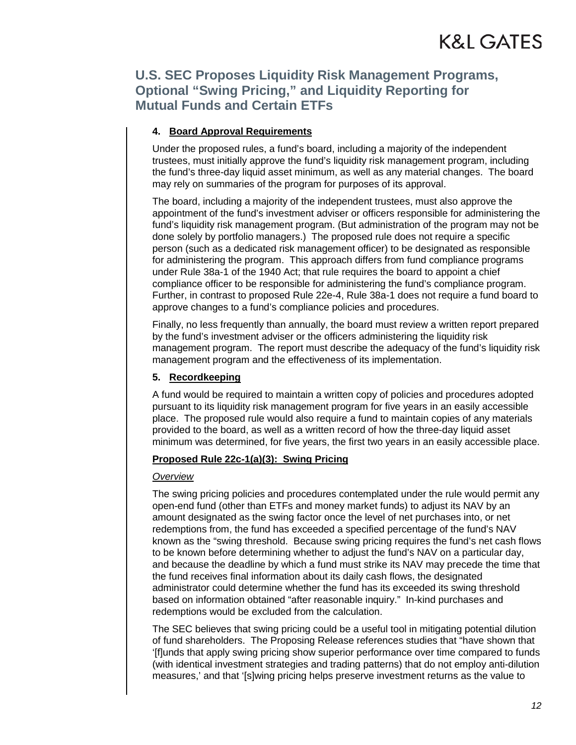#### 4. <u>Board Approval Requirements</u>

Under the proposed rules, a fund's board, including a majority of the independent trustees, must initially approve the fund's liquidity risk management program, including the fund's three-day liquid asset minimum, as well as any material changes. The board may rely on summaries of the program for purposes of its approval.

The board, including a majority of the independent trustees, must also approve the appointment of the fund's investment adviser or officers responsible for administering the fund's liquidity risk management program. (But administration of the program may not be done solely by portfolio managers.) The proposed rule does not require a specific person (such as a dedicated risk management officer) to be designated as responsible for administering the program. This approach differs from fund compliance programs under Rule 38a-1 of the 1940 Act; that rule requires the board to appoint a chief compliance officer to be responsible for administering the fund's compliance program. Further, in contrast to proposed Rule 22e-4, Rule 38a-1 does not require a fund board to approve changes to a fund's compliance policies and procedures.

Finally, no less frequently than annually, the board must review a written report prepared by the fund's investment adviser or the officers administering the liquidity risk management program. The report must describe the adequacy of the fund's liquidity risk management program and the effectiveness of its implementation.

#### 5. <u>Recordkeeping</u>

A fund would be required to maintain a written copy of policies and procedures adopted pursuant to its liquidity risk management program for five years in an easily accessible place. The proposed rule would also require a fund to maintain copies of any materials provided to the board, as well as a written record of how the three-day liquid asset minimum was determined, for five years, the first two years in an easily accessible place.

#### <u>Proposed Rule 22c-1(a)(3): Swing Pricing</u>

*<u>Overview</u>*

The swing pricing policies and procedures contemplated under the rule would permit any open-end fund (other than ETFs and money market funds) to adjust its NAV by an amount designated as the swing factor once the level of net purchases into, or net redemptions from, the fund has exceeded a specified percentage of the fund's NAV known as the "swing threshold. Because swing pricing requires the fund's net cash flows to be known before determining whether to adjust the fund's NAV on a particular day, and because the deadline by which a fund must strike its NAV may precede the time that the fund receives final information about its daily cash flows, the designated administrator could determine whether the fund has its exceeded its swing threshold based on information obtained "after reasonable inquiry." In-kind purchases and redemptions would be excluded from the calculation.

The SEC believes that swing pricing could be a useful tool in mitigating potential dilution of fund shareholders. The Proposing Release references studies that "have shown that '[f]unds that apply swing pricing show superior performance over time compared to funds (with identical investment strategies and trading patterns) that do not employ anti-dilution measures,' and that '[s]wing pricing helps preserve investment returns as the value to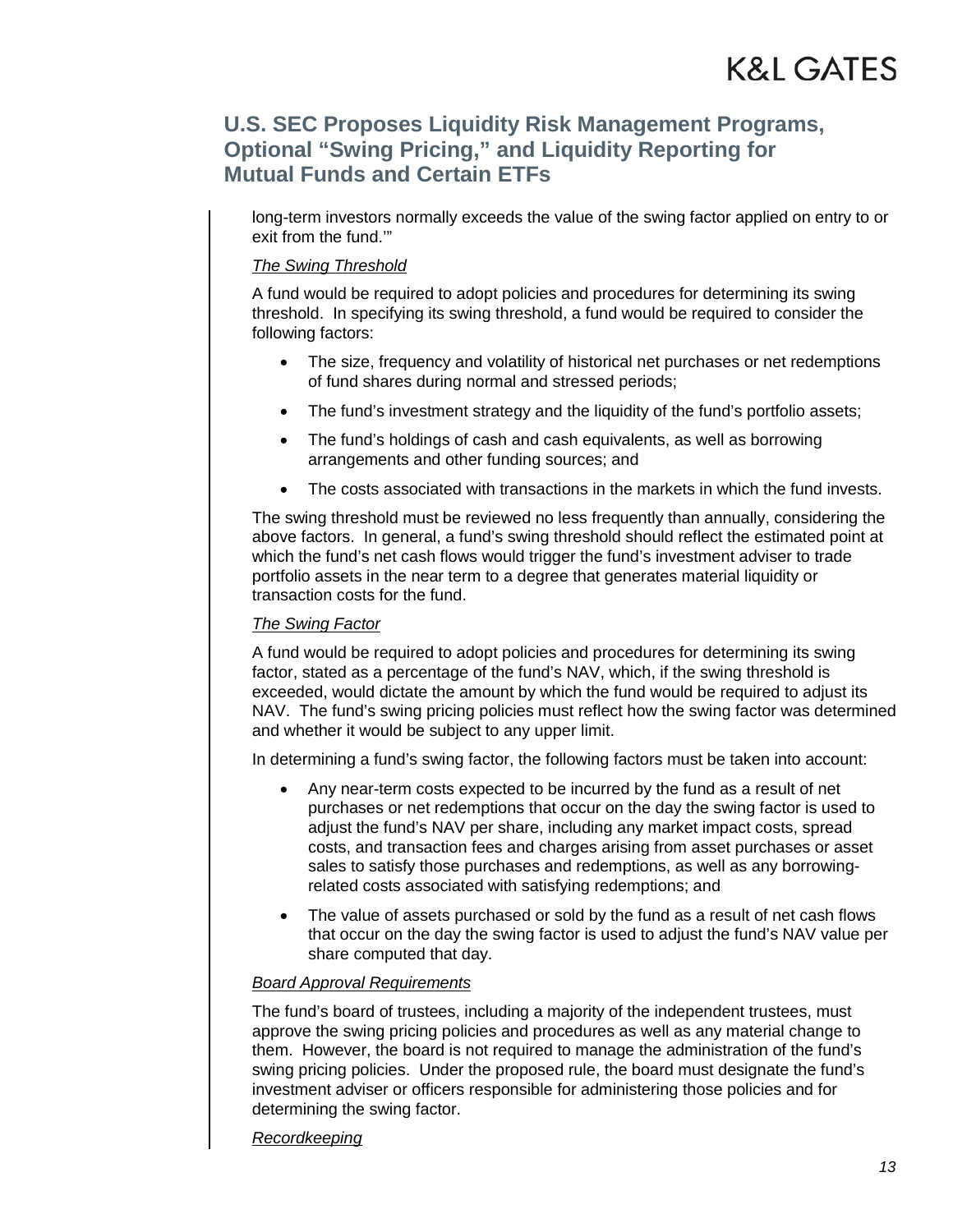long-term investors normally exceeds the value of the swing factor applied on entry to or exit from the fund.'"

*The Swing Threshold*

A fund would be required to adopt policies and procedures for determining its swing threshold. In specifying its swing threshold, a fund would be required to consider the following factors:

- The size, frequency and volatility of historical net purchases or net redemptions of fund shares during normal and stressed periods;
- The fund's investment strategy and the liquidity of the fund's portfolio assets;
- The fund's holdings of cash and cash equivalents, as well as borrowing arrangements and other funding sources; and
- The costs associated with transactions in the markets in which the fund invests.

The swing threshold must be reviewed no less frequently than annually, considering the above factors. In general, a fund's swing threshold should reflect the estimated point at which the fund's net cash flows would trigger the fund's investment adviser to trade portfolio assets in the near term to a degree that generates material liquidity or transaction costs for the fund.

*The Swing Factor*

A fund would be required to adopt policies and procedures for determining its swing factor, stated as a percentage of the fund's NAV, which, if the swing threshold is exceeded, would dictate the amount by which the fund would be required to adjust its NAV. The fund's swing pricing policies must reflect how the swing factor was determined and whether it would be subject to any upper limit.

In determining a fund's swing factor, the following factors must be taken into account:

- Any near-term costs expected to be incurred by the fund as a result of net purchases or net redemptions that occur on the day the swing factor is used to adjust the fund's NAV per share, including any market impact costs, spread costs, and transaction fees and charges arising from asset purchases or asset sales to satisfy those purchases and redemptions, as well as any borrowing-related costs associated with satisfying redemptions; and
- The value of assets purchased or sold by the fund as a result of net cash flows that occur on the day the swing factor is used to adjust the fund's NAV value per share computed that day.

*Board Approval Requirements*

The fund's board of trustees, including a majority of the independent trustees, must approve the swing pricing policies and procedures as well as any material change to them. However, the board is not required to manage the administration of the fund's swing pricing policies. Under the proposed rule, the board must designate the fund's investment adviser or officers responsible for administering those policies and for determining the swing factor.

*Recordkeeping*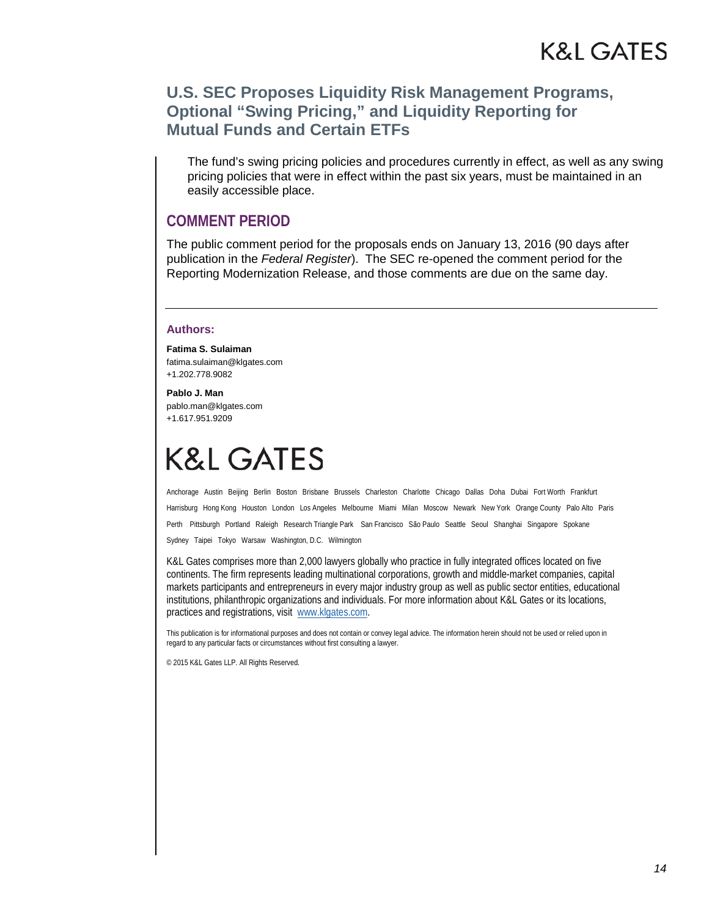The fund's swing pricing policies and procedures currently in effect, as well as any swing pricing policies that were in effect within the past six years, must be maintained in an easily accessible place.

## COMMENT PERIOD

The public comment period for the proposals ends on January 13, 2016 (90 days after publication in the *Federal Register*). The SEC re-opened the comment period for the Reporting Modernization Release, and those comments are due on the same day.

---

**Authors:**

**Fatima S. Sulaiman**
fatima.sulaiman@klgates.com
+1.202.778.9082

**Pablo J. Man**
pablo.man@klgates.com
+1.617.951.9209

K&L GATES

Anchorage Austin Beijing Berlin Boston Brisbane Brussels Charleston Charlotte Chicago Dallas Doha Dubai Fort Worth Frankfurt Harrisburg Hong Kong Houston London Los Angeles Melbourne Miami Milan Moscow Newark New York Orange County Palo Alto Paris Perth Pittsburgh Portland Raleigh Research Triangle Park San Francisco São Paulo Seattle Seoul Shanghai Singapore Spokane Sydney Taipei Tokyo Warsaw Washington, D.C. Wilmington

K&L Gates comprises more than 2,000 lawyers globally who practice in fully integrated offices located on five continents. The firm represents leading multinational corporations, growth and middle-market companies, capital markets participants and entrepreneurs in every major industry group as well as public sector entities, educational institutions, philanthropic organizations and individuals. For more information about K&L Gates or its locations, practices and registrations, visit www.klgates.com.

This publication is for informational purposes and does not contain or convey legal advice. The information herein should not be used or relied upon in regard to any particular facts or circumstances without first consulting a lawyer.

© 2015 K&L Gates LLP. All Rights Reserved.